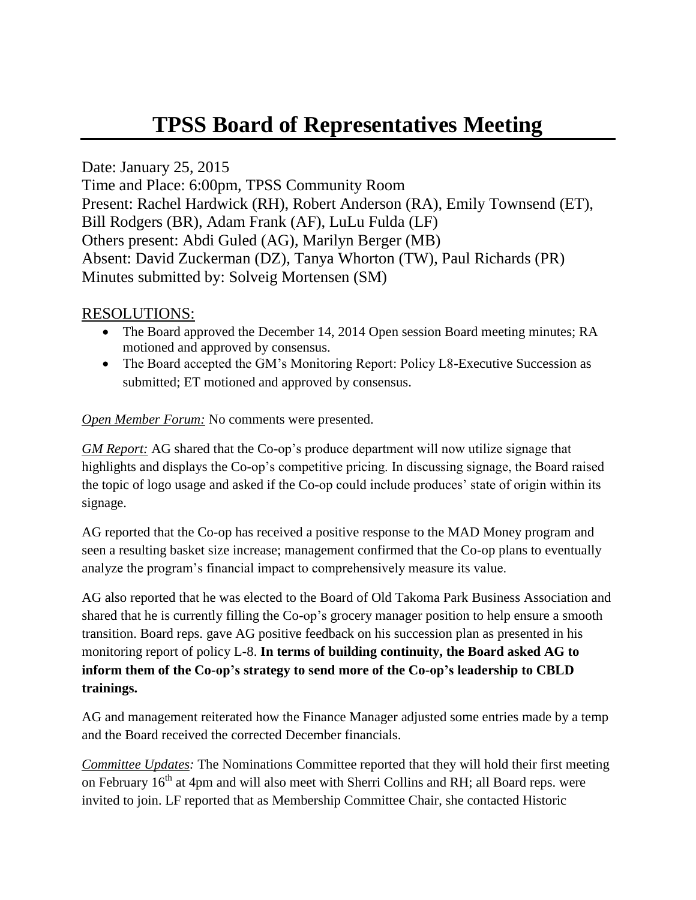# TPSS Board of Representatives Meeting

Date: January 25, 2015
Time and Place: 6:00pm, TPSS Community Room
Present: Rachel Hardwick (RH), Robert Anderson (RA), Emily Townsend (ET), Bill Rodgers (BR), Adam Frank (AF), LuLu Fulda (LF)
Others present: Abdi Guled (AG), Marilyn Berger (MB)
Absent: David Zuckerman (DZ), Tanya Whorton (TW), Paul Richards (PR)
Minutes submitted by: Solveig Mortensen (SM)

## RESOLUTIONS:

- The Board approved the December 14, 2014 Open session Board meeting minutes; RA motioned and approved by consensus.
- The Board accepted the GM's Monitoring Report: Policy L8-Executive Succession as submitted; ET motioned and approved by consensus.

*Open Member Forum:* No comments were presented.

*GM Report:* AG shared that the Co-op's produce department will now utilize signage that highlights and displays the Co-op's competitive pricing. In discussing signage, the Board raised the topic of logo usage and asked if the Co-op could include produces' state of origin within its signage.

AG reported that the Co-op has received a positive response to the MAD Money program and seen a resulting basket size increase; management confirmed that the Co-op plans to eventually analyze the program's financial impact to comprehensively measure its value.

AG also reported that he was elected to the Board of Old Takoma Park Business Association and shared that he is currently filling the Co-op's grocery manager position to help ensure a smooth transition. Board reps. gave AG positive feedback on his succession plan as presented in his monitoring report of policy L-8. **In terms of building continuity, the Board asked AG to inform them of the Co-op's strategy to send more of the Co-op's leadership to CBLD trainings.**

AG and management reiterated how the Finance Manager adjusted some entries made by a temp and the Board received the corrected December financials.

*Committee Updates:* The Nominations Committee reported that they will hold their first meeting on February 16th at 4pm and will also meet with Sherri Collins and RH; all Board reps. were invited to join. LF reported that as Membership Committee Chair, she contacted Historic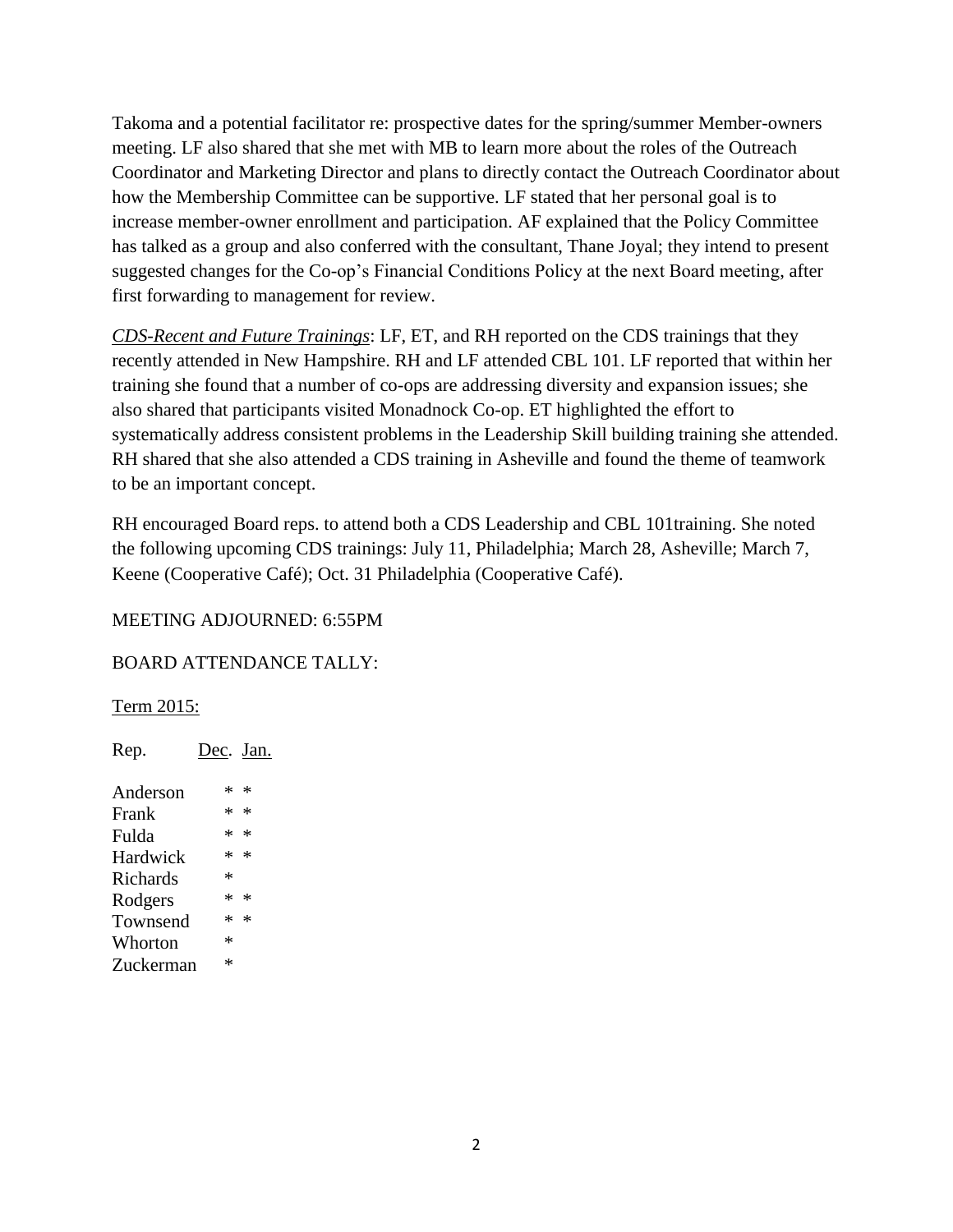Takoma and a potential facilitator re: prospective dates for the spring/summer Member-owners meeting. LF also shared that she met with MB to learn more about the roles of the Outreach Coordinator and Marketing Director and plans to directly contact the Outreach Coordinator about how the Membership Committee can be supportive. LF stated that her personal goal is to increase member-owner enrollment and participation. AF explained that the Policy Committee has talked as a group and also conferred with the consultant, Thane Joyal; they intend to present suggested changes for the Co-op's Financial Conditions Policy at the next Board meeting, after first forwarding to management for review.

*CDS-Recent and Future Trainings*: LF, ET, and RH reported on the CDS trainings that they recently attended in New Hampshire. RH and LF attended CBL 101. LF reported that within her training she found that a number of co-ops are addressing diversity and expansion issues; she also shared that participants visited Monadnock Co-op. ET highlighted the effort to systematically address consistent problems in the Leadership Skill building training she attended. RH shared that she also attended a CDS training in Asheville and found the theme of teamwork to be an important concept.

RH encouraged Board reps. to attend both a CDS Leadership and CBL 101training. She noted the following upcoming CDS trainings: July 11, Philadelphia; March 28, Asheville; March 7, Keene (Cooperative Café); Oct. 31 Philadelphia (Cooperative Café).

MEETING ADJOURNED: 6:55PM

BOARD ATTENDANCE TALLY:

Term 2015:

| Rep. | Dec. | Jan. |
|---|---|---|
| Anderson | * | * |
| Frank | * | * |
| Fulda | * | * |
| Hardwick | * | * |
| Richards | * | |
| Rodgers | * | * |
| Townsend | * | * |
| Whorton | * | |
| Zuckerman | * | |